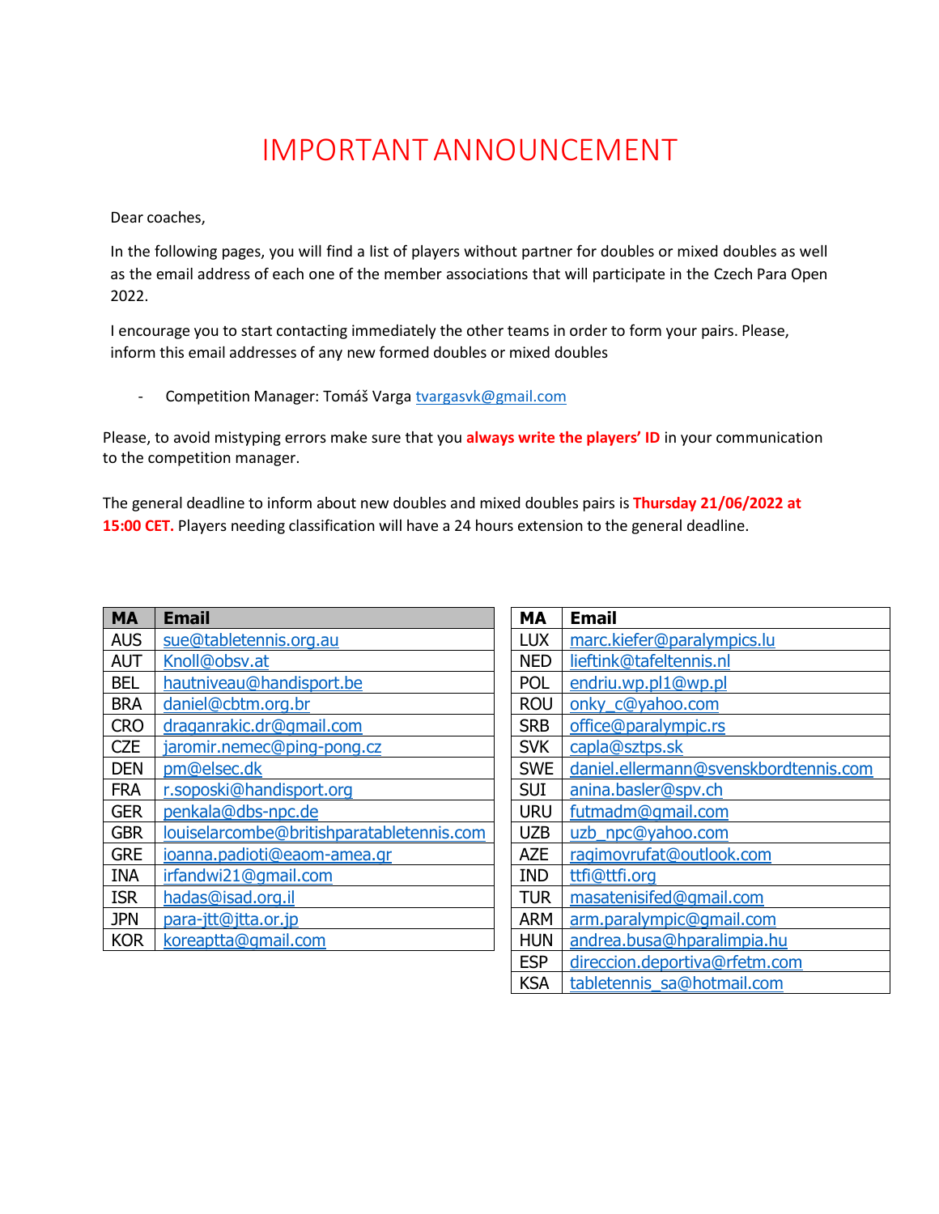# IMPORTANT ANNOUNCEMENT

Dear coaches,

In the following pages, you will find a list of players without partner for doubles or mixed doubles as well as the email address of each one of the member associations that will participate in the Czech Para Open 2022.

I encourage you to start contacting immediately the other teams in order to form your pairs. Please, inform this email addresses of any new formed doubles or mixed doubles

- Competition Manager: Tomáš Varga tvargasvk@gmail.com

Please, to avoid mistyping errors make sure that you **always write the players' ID** in your communication to the competition manager.

The general deadline to inform about new doubles and mixed doubles pairs is **Thursday 21/06/2022 at 15:00 CET.** Players needing classification will have a 24 hours extension to the general deadline.

| MA | Email |
|---|---|
| AUS | sue@tabletennis.org.au |
| AUT | Knoll@obsv.at |
| BEL | hautniveau@handisport.be |
| BRA | daniel@cbtm.org.br |
| CRO | draganrakic.dr@gmail.com |
| CZE | jaromir.nemec@ping-pong.cz |
| DEN | pm@elsec.dk |
| FRA | r.soposki@handisport.org |
| GER | penkala@dbs-npc.de |
| GBR | louiselarcombe@britishparatabletennis.com |
| GRE | ioanna.padioti@eaom-amea.gr |
| INA | irfandwi21@gmail.com |
| ISR | hadas@isad.org.il |
| JPN | para-jtt@jtta.or.jp |
| KOR | koreaptta@gmail.com |

| MA | Email |
|---|---|
| LUX | marc.kiefer@paralympics.lu |
| NED | lieftink@tafeltennis.nl |
| POL | endriu.wp.pl1@wp.pl |
| ROU | onky_c@yahoo.com |
| SRB | office@paralympic.rs |
| SVK | capla@sztps.sk |
| SWE | daniel.ellermann@svenskbordtennis.com |
| SUI | anina.basler@spv.ch |
| URU | futmadm@gmail.com |
| UZB | uzb_npc@yahoo.com |
| AZE | ragimovrufat@outlook.com |
| IND | ttfi@ttfi.org |
| TUR | masatenisifed@gmail.com |
| ARM | arm.paralympic@gmail.com |
| HUN | andrea.busa@hparalimpia.hu |
| ESP | direccion.deportiva@rfetm.com |
| KSA | tabletennis_sa@hotmail.com |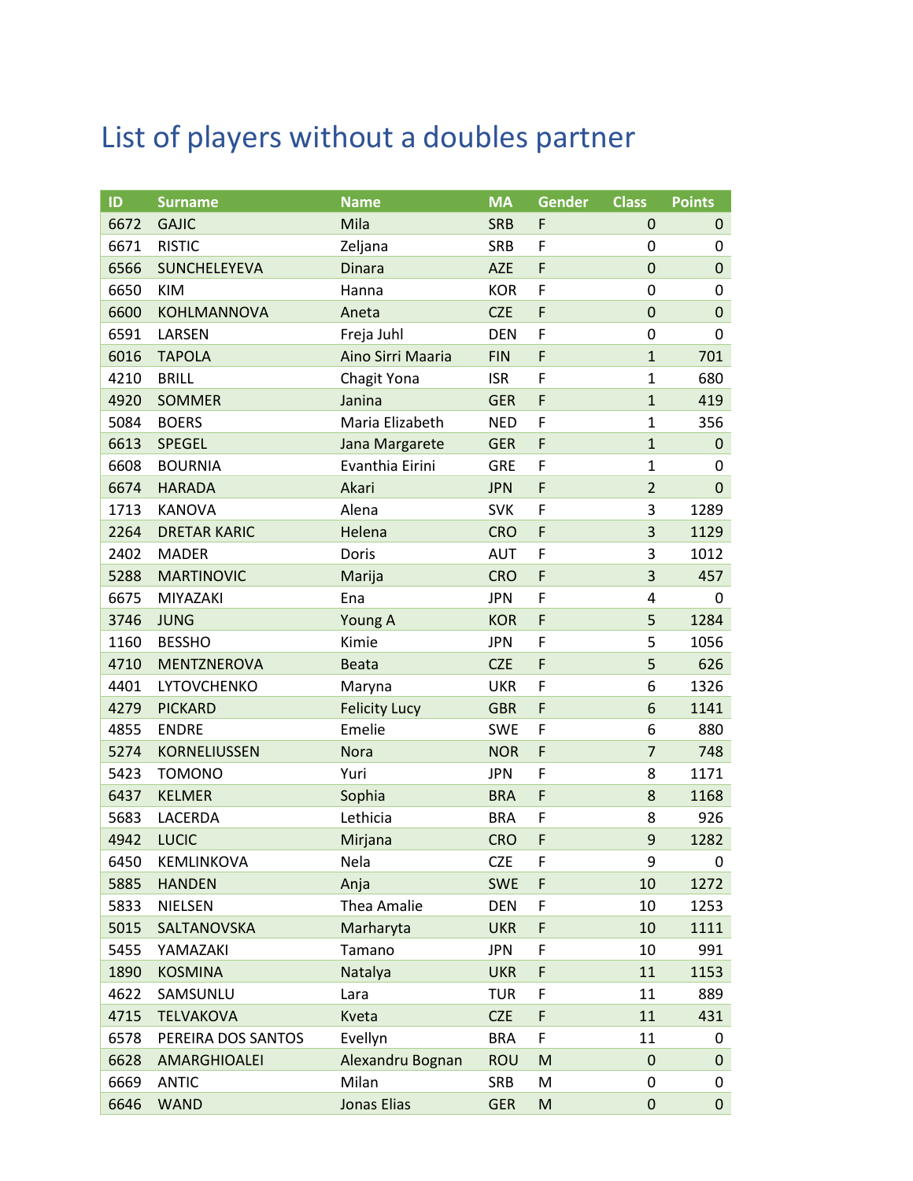# List of players without a doubles partner

| ID | Surname | Name | MA | Gender | Class | Points |
|---|---|---|---|---|---|---|
| 6672 | GAJIC | Mila | SRB | F | 0 | 0 |
| 6671 | RISTIC | Zeljana | SRB | F | 0 | 0 |
| 6566 | SUNCHELEYEVA | Dinara | AZE | F | 0 | 0 |
| 6650 | KIM | Hanna | KOR | F | 0 | 0 |
| 6600 | KOHLMANNOVA | Aneta | CZE | F | 0 | 0 |
| 6591 | LARSEN | Freja Juhl | DEN | F | 0 | 0 |
| 6016 | TAPOLA | Aino Sirri Maaria | FIN | F | 1 | 701 |
| 4210 | BRILL | Chagit Yona | ISR | F | 1 | 680 |
| 4920 | SOMMER | Janina | GER | F | 1 | 419 |
| 5084 | BOERS | Maria Elizabeth | NED | F | 1 | 356 |
| 6613 | SPEGEL | Jana Margarete | GER | F | 1 | 0 |
| 6608 | BOURNIA | Evanthia Eirini | GRE | F | 1 | 0 |
| 6674 | HARADA | Akari | JPN | F | 2 | 0 |
| 1713 | KANOVA | Alena | SVK | F | 3 | 1289 |
| 2264 | DRETAR KARIC | Helena | CRO | F | 3 | 1129 |
| 2402 | MADER | Doris | AUT | F | 3 | 1012 |
| 5288 | MARTINOVIC | Marija | CRO | F | 3 | 457 |
| 6675 | MIYAZAKI | Ena | JPN | F | 4 | 0 |
| 3746 | JUNG | Young A | KOR | F | 5 | 1284 |
| 1160 | BESSHO | Kimie | JPN | F | 5 | 1056 |
| 4710 | MENTZNEROVA | Beata | CZE | F | 5 | 626 |
| 4401 | LYTOVCHENKO | Maryna | UKR | F | 6 | 1326 |
| 4279 | PICKARD | Felicity Lucy | GBR | F | 6 | 1141 |
| 4855 | ENDRE | Emelie | SWE | F | 6 | 880 |
| 5274 | KORNELIUSSEN | Nora | NOR | F | 7 | 748 |
| 5423 | TOMONO | Yuri | JPN | F | 8 | 1171 |
| 6437 | KELMER | Sophia | BRA | F | 8 | 1168 |
| 5683 | LACERDA | Lethicia | BRA | F | 8 | 926 |
| 4942 | LUCIC | Mirjana | CRO | F | 9 | 1282 |
| 6450 | KEMLINKOVA | Nela | CZE | F | 9 | 0 |
| 5885 | HANDEN | Anja | SWE | F | 10 | 1272 |
| 5833 | NIELSEN | Thea Amalie | DEN | F | 10 | 1253 |
| 5015 | SALTANOVSKA | Marharyta | UKR | F | 10 | 1111 |
| 5455 | YAMAZAKI | Tamano | JPN | F | 10 | 991 |
| 1890 | KOSMINA | Natalya | UKR | F | 11 | 1153 |
| 4622 | SAMSUNLU | Lara | TUR | F | 11 | 889 |
| 4715 | TELVAKOVA | Kveta | CZE | F | 11 | 431 |
| 6578 | PEREIRA DOS SANTOS | Evellyn | BRA | F | 11 | 0 |
| 6628 | AMARGHIOALEI | Alexandru Bognan | ROU | M | 0 | 0 |
| 6669 | ANTIC | Milan | SRB | M | 0 | 0 |
| 6646 | WAND | Jonas Elias | GER | M | 0 | 0 |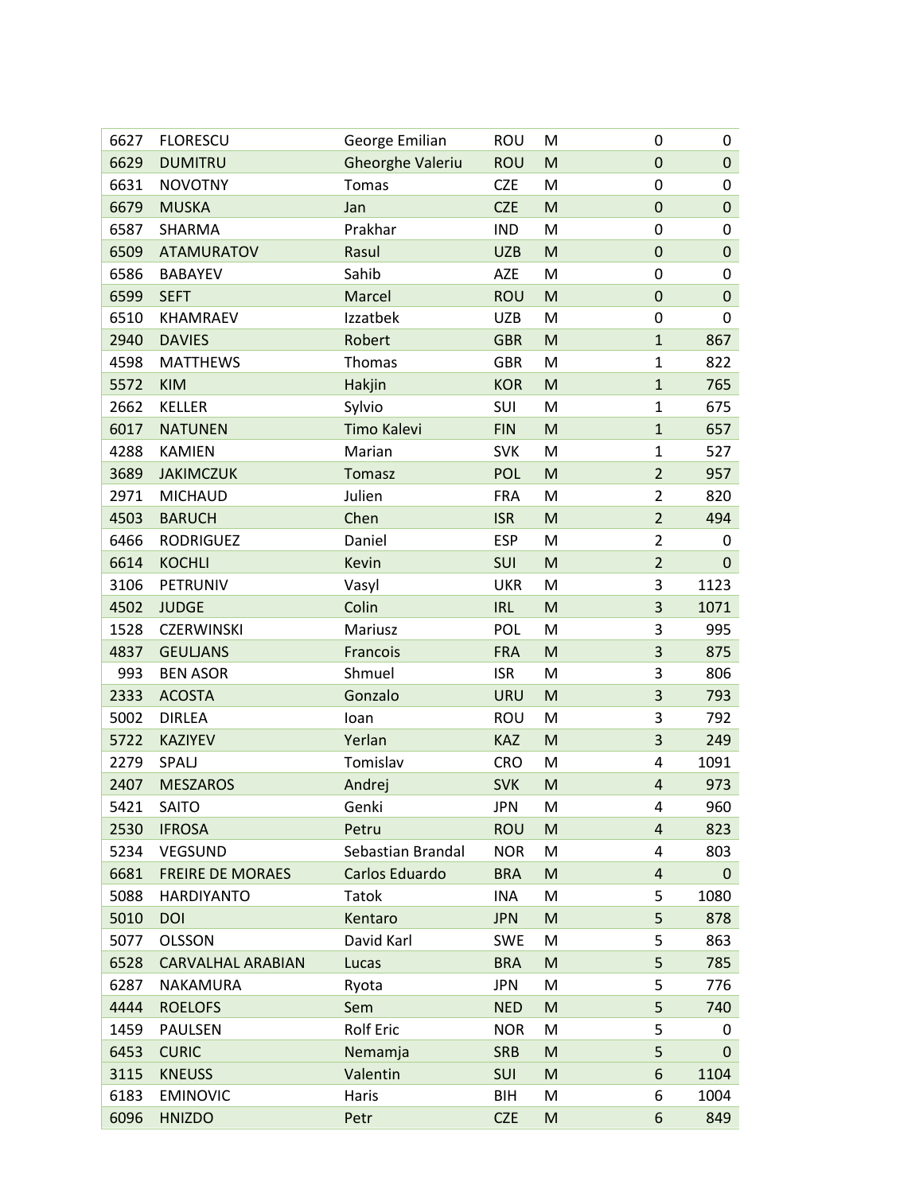| | | | | | | |
|---|---|---|---|---|---|---|
| 6627 | FLORESCU | George Emilian | ROU | M | 0 | 0 |
| 6629 | DUMITRU | Gheorghe Valeriu | ROU | M | 0 | 0 |
| 6631 | NOVOTNY | Tomas | CZE | M | 0 | 0 |
| 6679 | MUSKA | Jan | CZE | M | 0 | 0 |
| 6587 | SHARMA | Prakhar | IND | M | 0 | 0 |
| 6509 | ATAMURATOV | Rasul | UZB | M | 0 | 0 |
| 6586 | BABAYEV | Sahib | AZE | M | 0 | 0 |
| 6599 | SEFT | Marcel | ROU | M | 0 | 0 |
| 6510 | KHAMRAEV | Izzatbek | UZB | M | 0 | 0 |
| 2940 | DAVIES | Robert | GBR | M | 1 | 867 |
| 4598 | MATTHEWS | Thomas | GBR | M | 1 | 822 |
| 5572 | KIM | Hakjin | KOR | M | 1 | 765 |
| 2662 | KELLER | Sylvio | SUI | M | 1 | 675 |
| 6017 | NATUNEN | Timo Kalevi | FIN | M | 1 | 657 |
| 4288 | KAMIEN | Marian | SVK | M | 1 | 527 |
| 3689 | JAKIMCZUK | Tomasz | POL | M | 2 | 957 |
| 2971 | MICHAUD | Julien | FRA | M | 2 | 820 |
| 4503 | BARUCH | Chen | ISR | M | 2 | 494 |
| 6466 | RODRIGUEZ | Daniel | ESP | M | 2 | 0 |
| 6614 | KOCHLI | Kevin | SUI | M | 2 | 0 |
| 3106 | PETRUNIV | Vasyl | UKR | M | 3 | 1123 |
| 4502 | JUDGE | Colin | IRL | M | 3 | 1071 |
| 1528 | CZERWINSKI | Mariusz | POL | M | 3 | 995 |
| 4837 | GEULJANS | Francois | FRA | M | 3 | 875 |
| 993 | BEN ASOR | Shmuel | ISR | M | 3 | 806 |
| 2333 | ACOSTA | Gonzalo | URU | M | 3 | 793 |
| 5002 | DIRLEA | Ioan | ROU | M | 3 | 792 |
| 5722 | KAZIYEV | Yerlan | KAZ | M | 3 | 249 |
| 2279 | SPALJ | Tomislav | CRO | M | 4 | 1091 |
| 2407 | MESZAROS | Andrej | SVK | M | 4 | 973 |
| 5421 | SAITO | Genki | JPN | M | 4 | 960 |
| 2530 | IFROSA | Petru | ROU | M | 4 | 823 |
| 5234 | VEGSUND | Sebastian Brandal | NOR | M | 4 | 803 |
| 6681 | FREIRE DE MORAES | Carlos Eduardo | BRA | M | 4 | 0 |
| 5088 | HARDIYANTO | Tatok | INA | M | 5 | 1080 |
| 5010 | DOI | Kentaro | JPN | M | 5 | 878 |
| 5077 | OLSSON | David Karl | SWE | M | 5 | 863 |
| 6528 | CARVALHAL ARABIAN | Lucas | BRA | M | 5 | 785 |
| 6287 | NAKAMURA | Ryota | JPN | M | 5 | 776 |
| 4444 | ROELOFS | Sem | NED | M | 5 | 740 |
| 1459 | PAULSEN | Rolf Eric | NOR | M | 5 | 0 |
| 6453 | CURIC | Nemamja | SRB | M | 5 | 0 |
| 3115 | KNEUSS | Valentin | SUI | M | 6 | 1104 |
| 6183 | EMINOVIC | Haris | BIH | M | 6 | 1004 |
| 6096 | HNIZDO | Petr | CZE | M | 6 | 849 |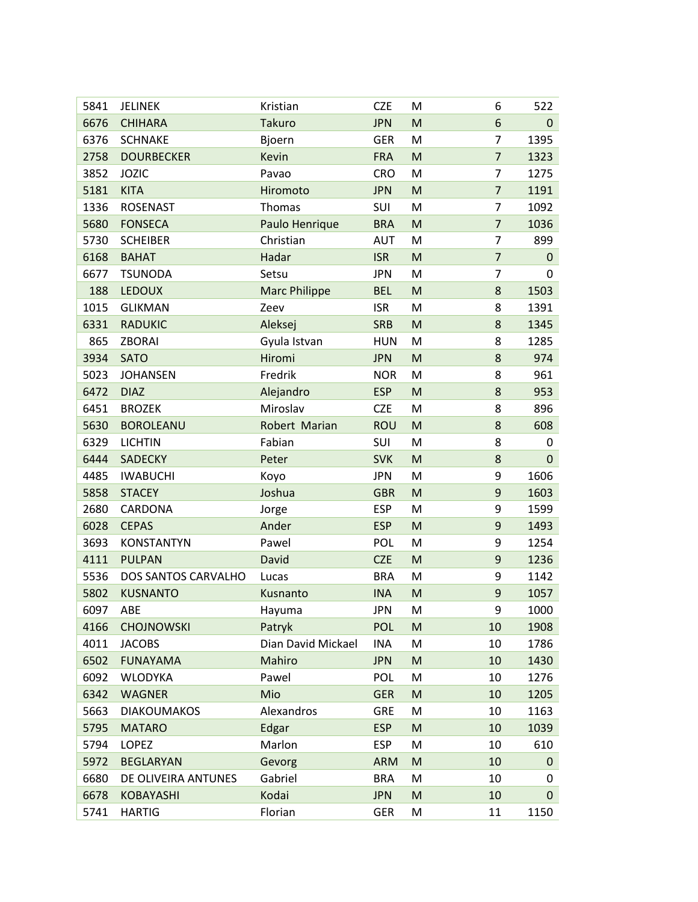| | | | | | | |
|---|---|---|---|---|---|---|
| 5841 | JELINEK | Kristian | CZE | M | 6 | 522 |
| 6676 | CHIHARA | Takuro | JPN | M | 6 | 0 |
| 6376 | SCHNAKE | Bjoern | GER | M | 7 | 1395 |
| 2758 | DOURBECKER | Kevin | FRA | M | 7 | 1323 |
| 3852 | JOZIC | Pavao | CRO | M | 7 | 1275 |
| 5181 | KITA | Hiromoto | JPN | M | 7 | 1191 |
| 1336 | ROSENAST | Thomas | SUI | M | 7 | 1092 |
| 5680 | FONSECA | Paulo Henrique | BRA | M | 7 | 1036 |
| 5730 | SCHEIBER | Christian | AUT | M | 7 | 899 |
| 6168 | BAHAT | Hadar | ISR | M | 7 | 0 |
| 6677 | TSUNODA | Setsu | JPN | M | 7 | 0 |
| 188 | LEDOUX | Marc Philippe | BEL | M | 8 | 1503 |
| 1015 | GLIKMAN | Zeev | ISR | M | 8 | 1391 |
| 6331 | RADUKIC | Aleksej | SRB | M | 8 | 1345 |
| 865 | ZBORAI | Gyula Istvan | HUN | M | 8 | 1285 |
| 3934 | SATO | Hiromi | JPN | M | 8 | 974 |
| 5023 | JOHANSEN | Fredrik | NOR | M | 8 | 961 |
| 6472 | DIAZ | Alejandro | ESP | M | 8 | 953 |
| 6451 | BROZEK | Miroslav | CZE | M | 8 | 896 |
| 5630 | BOROLEANU | Robert Marian | ROU | M | 8 | 608 |
| 6329 | LICHTIN | Fabian | SUI | M | 8 | 0 |
| 6444 | SADECKY | Peter | SVK | M | 8 | 0 |
| 4485 | IWABUCHI | Koyo | JPN | M | 9 | 1606 |
| 5858 | STACEY | Joshua | GBR | M | 9 | 1603 |
| 2680 | CARDONA | Jorge | ESP | M | 9 | 1599 |
| 6028 | CEPAS | Ander | ESP | M | 9 | 1493 |
| 3693 | KONSTANTYN | Pawel | POL | M | 9 | 1254 |
| 4111 | PULPAN | David | CZE | M | 9 | 1236 |
| 5536 | DOS SANTOS CARVALHO | Lucas | BRA | M | 9 | 1142 |
| 5802 | KUSNANTO | Kusnanto | INA | M | 9 | 1057 |
| 6097 | ABE | Hayuma | JPN | M | 9 | 1000 |
| 4166 | CHOJNOWSKI | Patryk | POL | M | 10 | 1908 |
| 4011 | JACOBS | Dian David Mickael | INA | M | 10 | 1786 |
| 6502 | FUNAYAMA | Mahiro | JPN | M | 10 | 1430 |
| 6092 | WLODYKA | Pawel | POL | M | 10 | 1276 |
| 6342 | WAGNER | Mio | GER | M | 10 | 1205 |
| 5663 | DIAKOUMAKOS | Alexandros | GRE | M | 10 | 1163 |
| 5795 | MATARO | Edgar | ESP | M | 10 | 1039 |
| 5794 | LOPEZ | Marlon | ESP | M | 10 | 610 |
| 5972 | BEGLARYAN | Gevorg | ARM | M | 10 | 0 |
| 6680 | DE OLIVEIRA ANTUNES | Gabriel | BRA | M | 10 | 0 |
| 6678 | KOBAYASHI | Kodai | JPN | M | 10 | 0 |
| 5741 | HARTIG | Florian | GER | M | 11 | 1150 |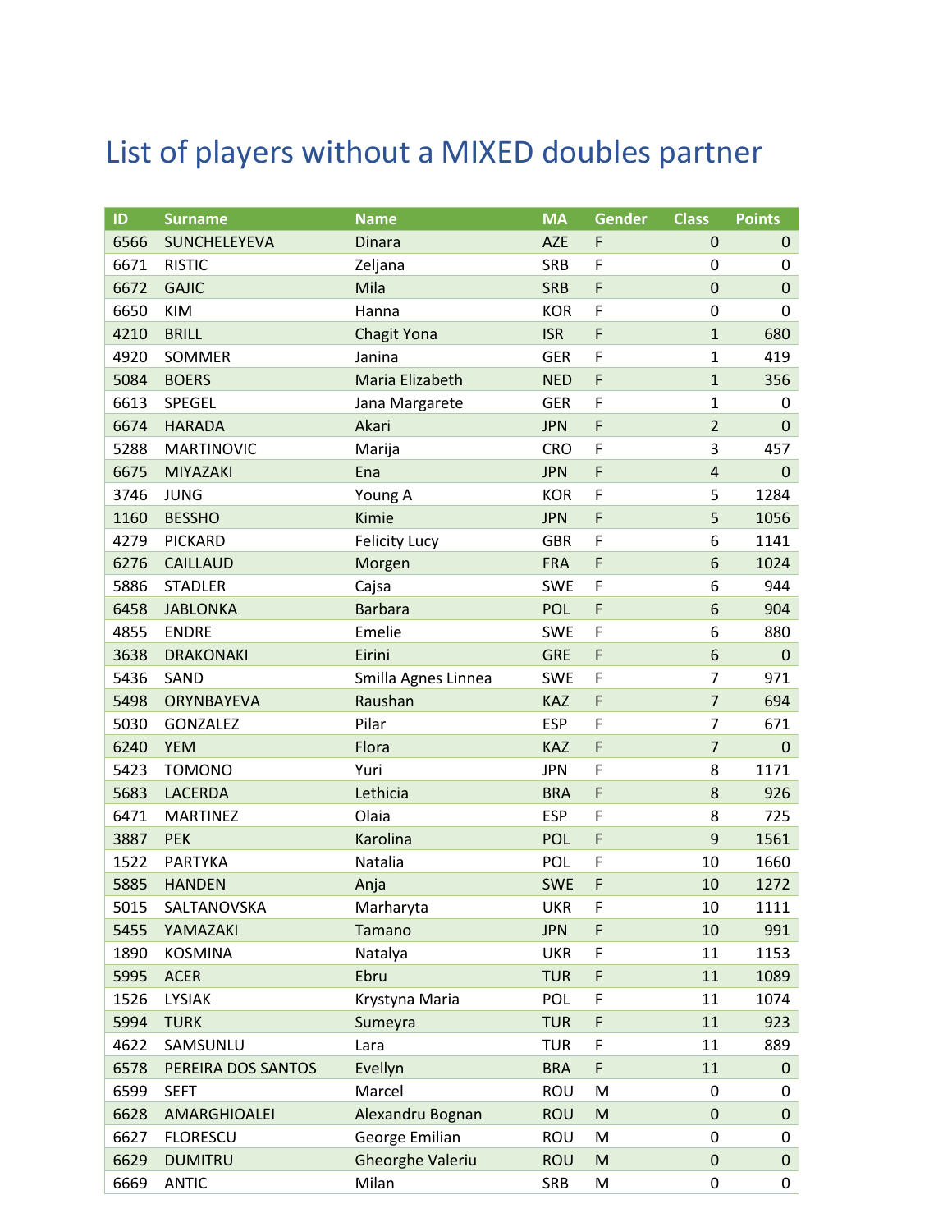# List of players without a MIXED doubles partner

| ID | Surname | Name | MA | Gender | Class | Points |
|---|---|---|---|---|---|---|
| 6566 | SUNCHELEYEVA | Dinara | AZE | F | 0 | 0 |
| 6671 | RISTIC | Zeljana | SRB | F | 0 | 0 |
| 6672 | GAJIC | Mila | SRB | F | 0 | 0 |
| 6650 | KIM | Hanna | KOR | F | 0 | 0 |
| 4210 | BRILL | Chagit Yona | ISR | F | 1 | 680 |
| 4920 | SOMMER | Janina | GER | F | 1 | 419 |
| 5084 | BOERS | Maria Elizabeth | NED | F | 1 | 356 |
| 6613 | SPEGEL | Jana Margarete | GER | F | 1 | 0 |
| 6674 | HARADA | Akari | JPN | F | 2 | 0 |
| 5288 | MARTINOVIC | Marija | CRO | F | 3 | 457 |
| 6675 | MIYAZAKI | Ena | JPN | F | 4 | 0 |
| 3746 | JUNG | Young A | KOR | F | 5 | 1284 |
| 1160 | BESSHO | Kimie | JPN | F | 5 | 1056 |
| 4279 | PICKARD | Felicity Lucy | GBR | F | 6 | 1141 |
| 6276 | CAILLAUD | Morgen | FRA | F | 6 | 1024 |
| 5886 | STADLER | Cajsa | SWE | F | 6 | 944 |
| 6458 | JABLONKA | Barbara | POL | F | 6 | 904 |
| 4855 | ENDRE | Emelie | SWE | F | 6 | 880 |
| 3638 | DRAKONAKI | Eirini | GRE | F | 6 | 0 |
| 5436 | SAND | Smilla Agnes Linnea | SWE | F | 7 | 971 |
| 5498 | ORYNBAYEVA | Raushan | KAZ | F | 7 | 694 |
| 5030 | GONZALEZ | Pilar | ESP | F | 7 | 671 |
| 6240 | YEM | Flora | KAZ | F | 7 | 0 |
| 5423 | TOMONO | Yuri | JPN | F | 8 | 1171 |
| 5683 | LACERDA | Lethicia | BRA | F | 8 | 926 |
| 6471 | MARTINEZ | Olaia | ESP | F | 8 | 725 |
| 3887 | PEK | Karolina | POL | F | 9 | 1561 |
| 1522 | PARTYKA | Natalia | POL | F | 10 | 1660 |
| 5885 | HANDEN | Anja | SWE | F | 10 | 1272 |
| 5015 | SALTANOVSKA | Marharyta | UKR | F | 10 | 1111 |
| 5455 | YAMAZAKI | Tamano | JPN | F | 10 | 991 |
| 1890 | KOSMINA | Natalya | UKR | F | 11 | 1153 |
| 5995 | ACER | Ebru | TUR | F | 11 | 1089 |
| 1526 | LYSIAK | Krystyna Maria | POL | F | 11 | 1074 |
| 5994 | TURK | Sumeyra | TUR | F | 11 | 923 |
| 4622 | SAMSUNLU | Lara | TUR | F | 11 | 889 |
| 6578 | PEREIRA DOS SANTOS | Evellyn | BRA | F | 11 | 0 |
| 6599 | SEFT | Marcel | ROU | M | 0 | 0 |
| 6628 | AMARGHIOALEI | Alexandru Bognan | ROU | M | 0 | 0 |
| 6627 | FLORESCU | George Emilian | ROU | M | 0 | 0 |
| 6629 | DUMITRU | Gheorghe Valeriu | ROU | M | 0 | 0 |
| 6669 | ANTIC | Milan | SRB | M | 0 | 0 |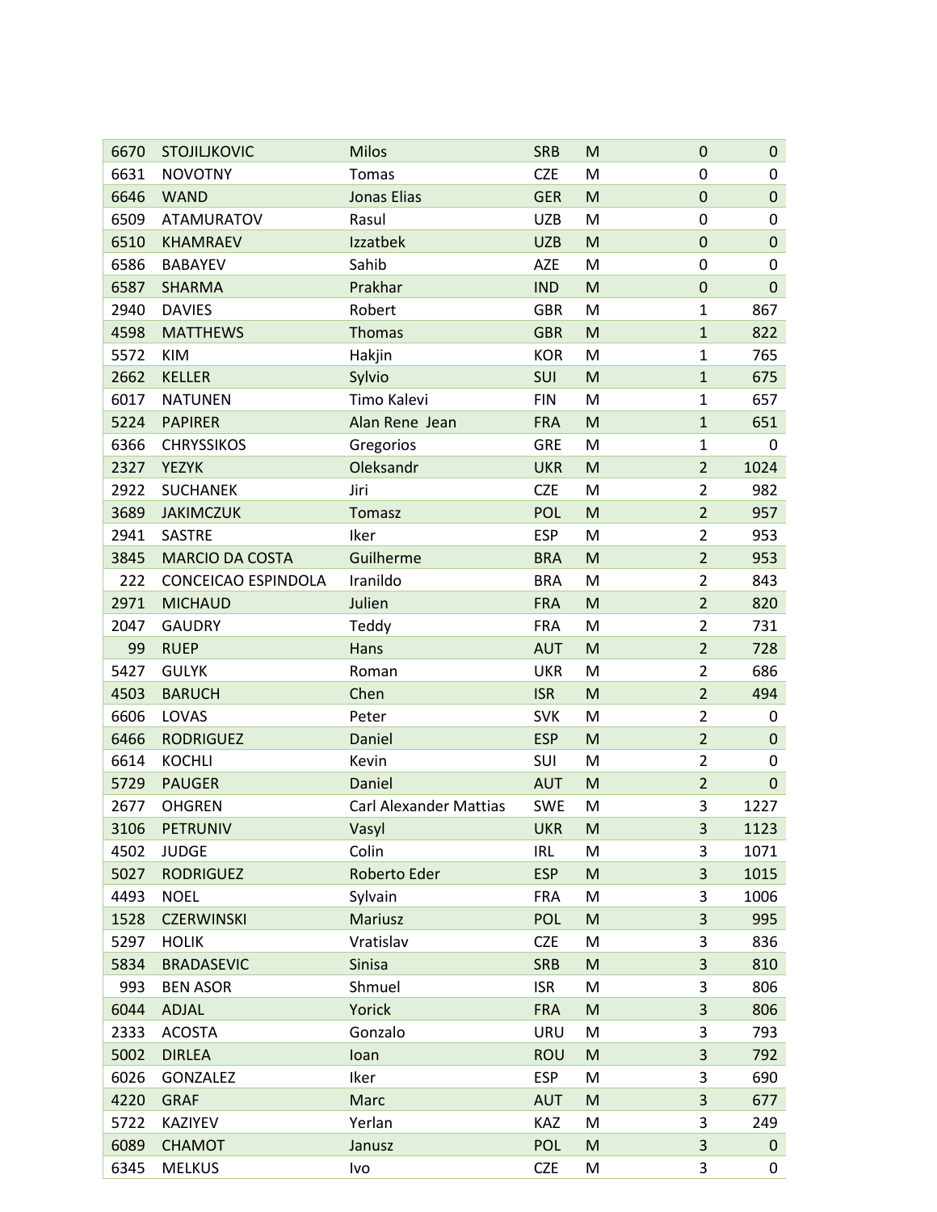| | | | | | | |
|---|---|---|---|---|---|---|
| 6670 | STOJILJKOVIC | Milos | SRB | M | 0 | 0 |
| 6631 | NOVOTNY | Tomas | CZE | M | 0 | 0 |
| 6646 | WAND | Jonas Elias | GER | M | 0 | 0 |
| 6509 | ATAMURATOV | Rasul | UZB | M | 0 | 0 |
| 6510 | KHAMRAEV | Izzatbek | UZB | M | 0 | 0 |
| 6586 | BABAYEV | Sahib | AZE | M | 0 | 0 |
| 6587 | SHARMA | Prakhar | IND | M | 0 | 0 |
| 2940 | DAVIES | Robert | GBR | M | 1 | 867 |
| 4598 | MATTHEWS | Thomas | GBR | M | 1 | 822 |
| 5572 | KIM | Hakjin | KOR | M | 1 | 765 |
| 2662 | KELLER | Sylvio | SUI | M | 1 | 675 |
| 6017 | NATUNEN | Timo Kalevi | FIN | M | 1 | 657 |
| 5224 | PAPIRER | Alan Rene Jean | FRA | M | 1 | 651 |
| 6366 | CHRYSSIKOS | Gregorios | GRE | M | 1 | 0 |
| 2327 | YEZYK | Oleksandr | UKR | M | 2 | 1024 |
| 2922 | SUCHANEK | Jiri | CZE | M | 2 | 982 |
| 3689 | JAKIMCZUK | Tomasz | POL | M | 2 | 957 |
| 2941 | SASTRE | Iker | ESP | M | 2 | 953 |
| 3845 | MARCIO DA COSTA | Guilherme | BRA | M | 2 | 953 |
| 222 | CONCEICAO ESPINDOLA | Iranildo | BRA | M | 2 | 843 |
| 2971 | MICHAUD | Julien | FRA | M | 2 | 820 |
| 2047 | GAUDRY | Teddy | FRA | M | 2 | 731 |
| 99 | RUEP | Hans | AUT | M | 2 | 728 |
| 5427 | GULYK | Roman | UKR | M | 2 | 686 |
| 4503 | BARUCH | Chen | ISR | M | 2 | 494 |
| 6606 | LOVAS | Peter | SVK | M | 2 | 0 |
| 6466 | RODRIGUEZ | Daniel | ESP | M | 2 | 0 |
| 6614 | KOCHLI | Kevin | SUI | M | 2 | 0 |
| 5729 | PAUGER | Daniel | AUT | M | 2 | 0 |
| 2677 | OHGREN | Carl Alexander Mattias | SWE | M | 3 | 1227 |
| 3106 | PETRUNIV | Vasyl | UKR | M | 3 | 1123 |
| 4502 | JUDGE | Colin | IRL | M | 3 | 1071 |
| 5027 | RODRIGUEZ | Roberto Eder | ESP | M | 3 | 1015 |
| 4493 | NOEL | Sylvain | FRA | M | 3 | 1006 |
| 1528 | CZERWINSKI | Mariusz | POL | M | 3 | 995 |
| 5297 | HOLIK | Vratislav | CZE | M | 3 | 836 |
| 5834 | BRADASEVIC | Sinisa | SRB | M | 3 | 810 |
| 993 | BEN ASOR | Shmuel | ISR | M | 3 | 806 |
| 6044 | ADJAL | Yorick | FRA | M | 3 | 806 |
| 2333 | ACOSTA | Gonzalo | URU | M | 3 | 793 |
| 5002 | DIRLEA | Ioan | ROU | M | 3 | 792 |
| 6026 | GONZALEZ | Iker | ESP | M | 3 | 690 |
| 4220 | GRAF | Marc | AUT | M | 3 | 677 |
| 5722 | KAZIYEV | Yerlan | KAZ | M | 3 | 249 |
| 6089 | CHAMOT | Janusz | POL | M | 3 | 0 |
| 6345 | MELKUS | Ivo | CZE | M | 3 | 0 |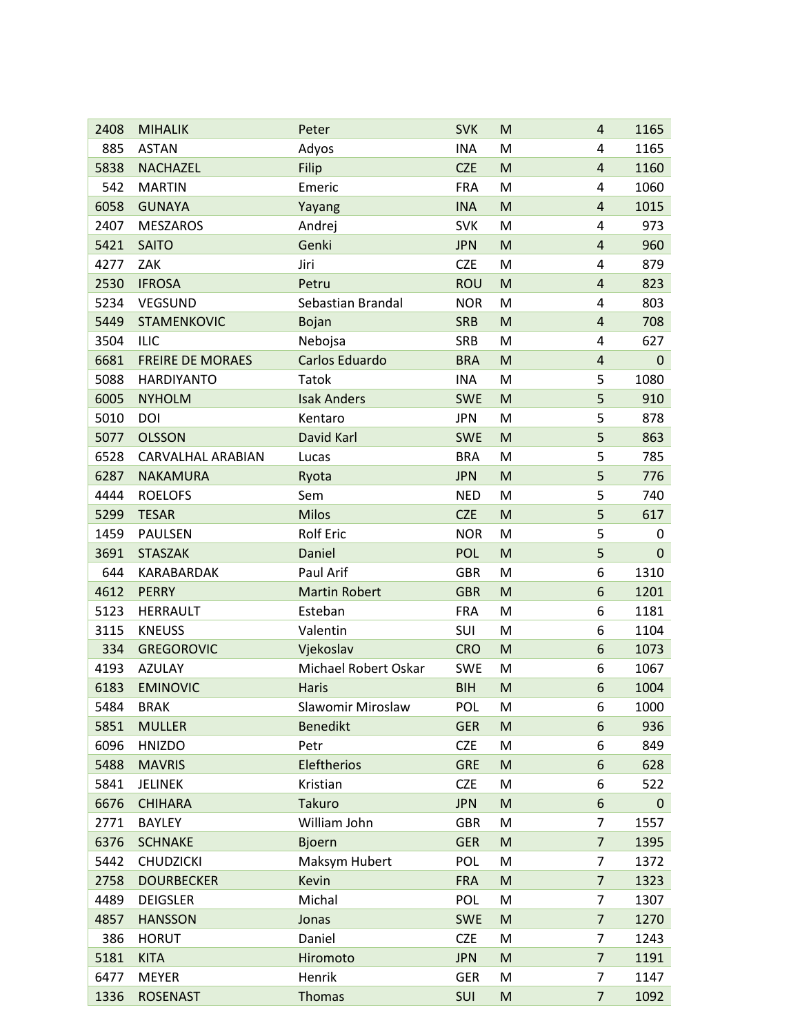| | | | | | | |
|---|---|---|---|---|---|---|
| 2408 | MIHALIK | Peter | SVK | M | 4 | 1165 |
| 885 | ASTAN | Adyos | INA | M | 4 | 1165 |
| 5838 | NACHAZEL | Filip | CZE | M | 4 | 1160 |
| 542 | MARTIN | Emeric | FRA | M | 4 | 1060 |
| 6058 | GUNAYA | Yayang | INA | M | 4 | 1015 |
| 2407 | MESZAROS | Andrej | SVK | M | 4 | 973 |
| 5421 | SAITO | Genki | JPN | M | 4 | 960 |
| 4277 | ZAK | Jiri | CZE | M | 4 | 879 |
| 2530 | IFROSA | Petru | ROU | M | 4 | 823 |
| 5234 | VEGSUND | Sebastian Brandal | NOR | M | 4 | 803 |
| 5449 | STAMENKOVIC | Bojan | SRB | M | 4 | 708 |
| 3504 | ILIC | Nebojsa | SRB | M | 4 | 627 |
| 6681 | FREIRE DE MORAES | Carlos Eduardo | BRA | M | 4 | 0 |
| 5088 | HARDIYANTO | Tatok | INA | M | 5 | 1080 |
| 6005 | NYHOLM | Isak Anders | SWE | M | 5 | 910 |
| 5010 | DOI | Kentaro | JPN | M | 5 | 878 |
| 5077 | OLSSON | David Karl | SWE | M | 5 | 863 |
| 6528 | CARVALHAL ARABIAN | Lucas | BRA | M | 5 | 785 |
| 6287 | NAKAMURA | Ryota | JPN | M | 5 | 776 |
| 4444 | ROELOFS | Sem | NED | M | 5 | 740 |
| 5299 | TESAR | Milos | CZE | M | 5 | 617 |
| 1459 | PAULSEN | Rolf Eric | NOR | M | 5 | 0 |
| 3691 | STASZAK | Daniel | POL | M | 5 | 0 |
| 644 | KARABARDAK | Paul Arif | GBR | M | 6 | 1310 |
| 4612 | PERRY | Martin Robert | GBR | M | 6 | 1201 |
| 5123 | HERRAULT | Esteban | FRA | M | 6 | 1181 |
| 3115 | KNEUSS | Valentin | SUI | M | 6 | 1104 |
| 334 | GREGOROVIC | Vjekoslav | CRO | M | 6 | 1073 |
| 4193 | AZULAY | Michael Robert Oskar | SWE | M | 6 | 1067 |
| 6183 | EMINOVIC | Haris | BIH | M | 6 | 1004 |
| 5484 | BRAK | Slawomir Miroslaw | POL | M | 6 | 1000 |
| 5851 | MULLER | Benedikt | GER | M | 6 | 936 |
| 6096 | HNIZDO | Petr | CZE | M | 6 | 849 |
| 5488 | MAVRIS | Eleftherios | GRE | M | 6 | 628 |
| 5841 | JELINEK | Kristian | CZE | M | 6 | 522 |
| 6676 | CHIHARA | Takuro | JPN | M | 6 | 0 |
| 2771 | BAYLEY | William John | GBR | M | 7 | 1557 |
| 6376 | SCHNAKE | Bjoern | GER | M | 7 | 1395 |
| 5442 | CHUDZICKI | Maksym Hubert | POL | M | 7 | 1372 |
| 2758 | DOURBECKER | Kevin | FRA | M | 7 | 1323 |
| 4489 | DEIGSLER | Michal | POL | M | 7 | 1307 |
| 4857 | HANSSON | Jonas | SWE | M | 7 | 1270 |
| 386 | HORUT | Daniel | CZE | M | 7 | 1243 |
| 5181 | KITA | Hiromoto | JPN | M | 7 | 1191 |
| 6477 | MEYER | Henrik | GER | M | 7 | 1147 |
| 1336 | ROSENAST | Thomas | SUI | M | 7 | 1092 |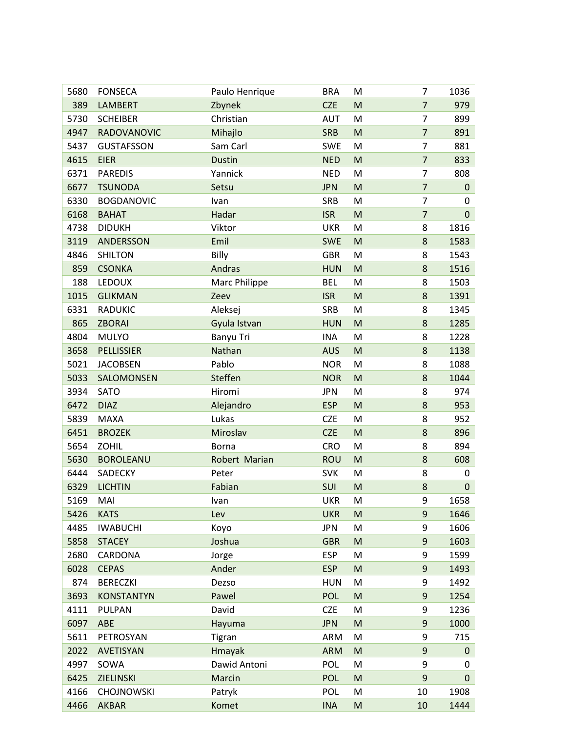| | | | | | | |
|---|---|---|---|---|---|---|
| 5680 | FONSECA | Paulo Henrique | BRA | M | 7 | 1036 |
| 389 | LAMBERT | Zbynek | CZE | M | 7 | 979 |
| 5730 | SCHEIBER | Christian | AUT | M | 7 | 899 |
| 4947 | RADOVANOVIC | Mihajlo | SRB | M | 7 | 891 |
| 5437 | GUSTAFSSON | Sam Carl | SWE | M | 7 | 881 |
| 4615 | EIER | Dustin | NED | M | 7 | 833 |
| 6371 | PAREDIS | Yannick | NED | M | 7 | 808 |
| 6677 | TSUNODA | Setsu | JPN | M | 7 | 0 |
| 6330 | BOGDANOVIC | Ivan | SRB | M | 7 | 0 |
| 6168 | BAHAT | Hadar | ISR | M | 7 | 0 |
| 4738 | DIDUKH | Viktor | UKR | M | 8 | 1816 |
| 3119 | ANDERSSON | Emil | SWE | M | 8 | 1583 |
| 4846 | SHILTON | Billy | GBR | M | 8 | 1543 |
| 859 | CSONKA | Andras | HUN | M | 8 | 1516 |
| 188 | LEDOUX | Marc Philippe | BEL | M | 8 | 1503 |
| 1015 | GLIKMAN | Zeev | ISR | M | 8 | 1391 |
| 6331 | RADUKIC | Aleksej | SRB | M | 8 | 1345 |
| 865 | ZBORAI | Gyula Istvan | HUN | M | 8 | 1285 |
| 4804 | MULYO | Banyu Tri | INA | M | 8 | 1228 |
| 3658 | PELLISSIER | Nathan | AUS | M | 8 | 1138 |
| 5021 | JACOBSEN | Pablo | NOR | M | 8 | 1088 |
| 5033 | SALOMONSEN | Steffen | NOR | M | 8 | 1044 |
| 3934 | SATO | Hiromi | JPN | M | 8 | 974 |
| 6472 | DIAZ | Alejandro | ESP | M | 8 | 953 |
| 5839 | MAXA | Lukas | CZE | M | 8 | 952 |
| 6451 | BROZEK | Miroslav | CZE | M | 8 | 896 |
| 5654 | ZOHIL | Borna | CRO | M | 8 | 894 |
| 5630 | BOROLEANU | Robert Marian | ROU | M | 8 | 608 |
| 6444 | SADECKY | Peter | SVK | M | 8 | 0 |
| 6329 | LICHTIN | Fabian | SUI | M | 8 | 0 |
| 5169 | MAI | Ivan | UKR | M | 9 | 1658 |
| 5426 | KATS | Lev | UKR | M | 9 | 1646 |
| 4485 | IWABUCHI | Koyo | JPN | M | 9 | 1606 |
| 5858 | STACEY | Joshua | GBR | M | 9 | 1603 |
| 2680 | CARDONA | Jorge | ESP | M | 9 | 1599 |
| 6028 | CEPAS | Ander | ESP | M | 9 | 1493 |
| 874 | BERECZKI | Dezso | HUN | M | 9 | 1492 |
| 3693 | KONSTANTYN | Pawel | POL | M | 9 | 1254 |
| 4111 | PULPAN | David | CZE | M | 9 | 1236 |
| 6097 | ABE | Hayuma | JPN | M | 9 | 1000 |
| 5611 | PETROSYAN | Tigran | ARM | M | 9 | 715 |
| 2022 | AVETISYAN | Hmayak | ARM | M | 9 | 0 |
| 4997 | SOWA | Dawid Antoni | POL | M | 9 | 0 |
| 6425 | ZIELINSKI | Marcin | POL | M | 9 | 0 |
| 4166 | CHOJNOWSKI | Patryk | POL | M | 10 | 1908 |
| 4466 | AKBAR | Komet | INA | M | 10 | 1444 |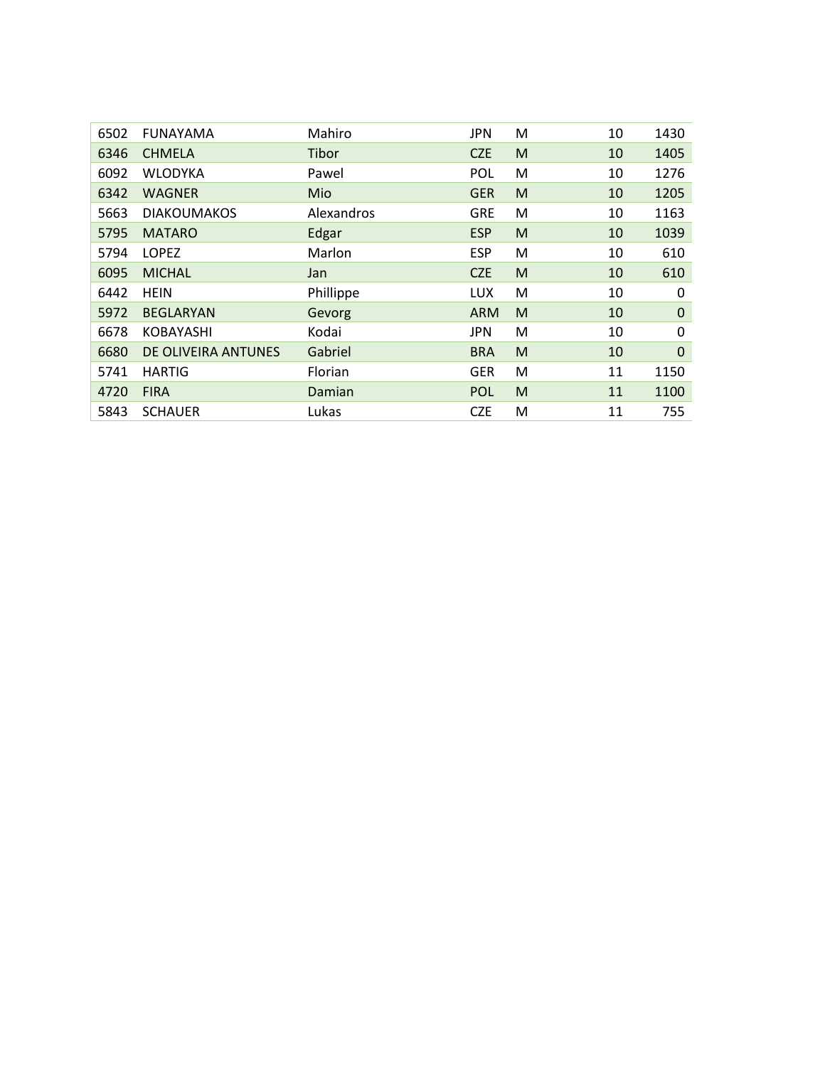| | | | | | | |
|---|---|---|---|---|---|---|
| 6502 | FUNAYAMA | Mahiro | JPN | M | 10 | 1430 |
| 6346 | CHMELA | Tibor | CZE | M | 10 | 1405 |
| 6092 | WLODYKA | Pawel | POL | M | 10 | 1276 |
| 6342 | WAGNER | Mio | GER | M | 10 | 1205 |
| 5663 | DIAKOUMAKOS | Alexandros | GRE | M | 10 | 1163 |
| 5795 | MATARO | Edgar | ESP | M | 10 | 1039 |
| 5794 | LOPEZ | Marlon | ESP | M | 10 | 610 |
| 6095 | MICHAL | Jan | CZE | M | 10 | 610 |
| 6442 | HEIN | Phillippe | LUX | M | 10 | 0 |
| 5972 | BEGLARYAN | Gevorg | ARM | M | 10 | 0 |
| 6678 | KOBAYASHI | Kodai | JPN | M | 10 | 0 |
| 6680 | DE OLIVEIRA ANTUNES | Gabriel | BRA | M | 10 | 0 |
| 5741 | HARTIG | Florian | GER | M | 11 | 1150 |
| 4720 | FIRA | Damian | POL | M | 11 | 1100 |
| 5843 | SCHAUER | Lukas | CZE | M | 11 | 755 |